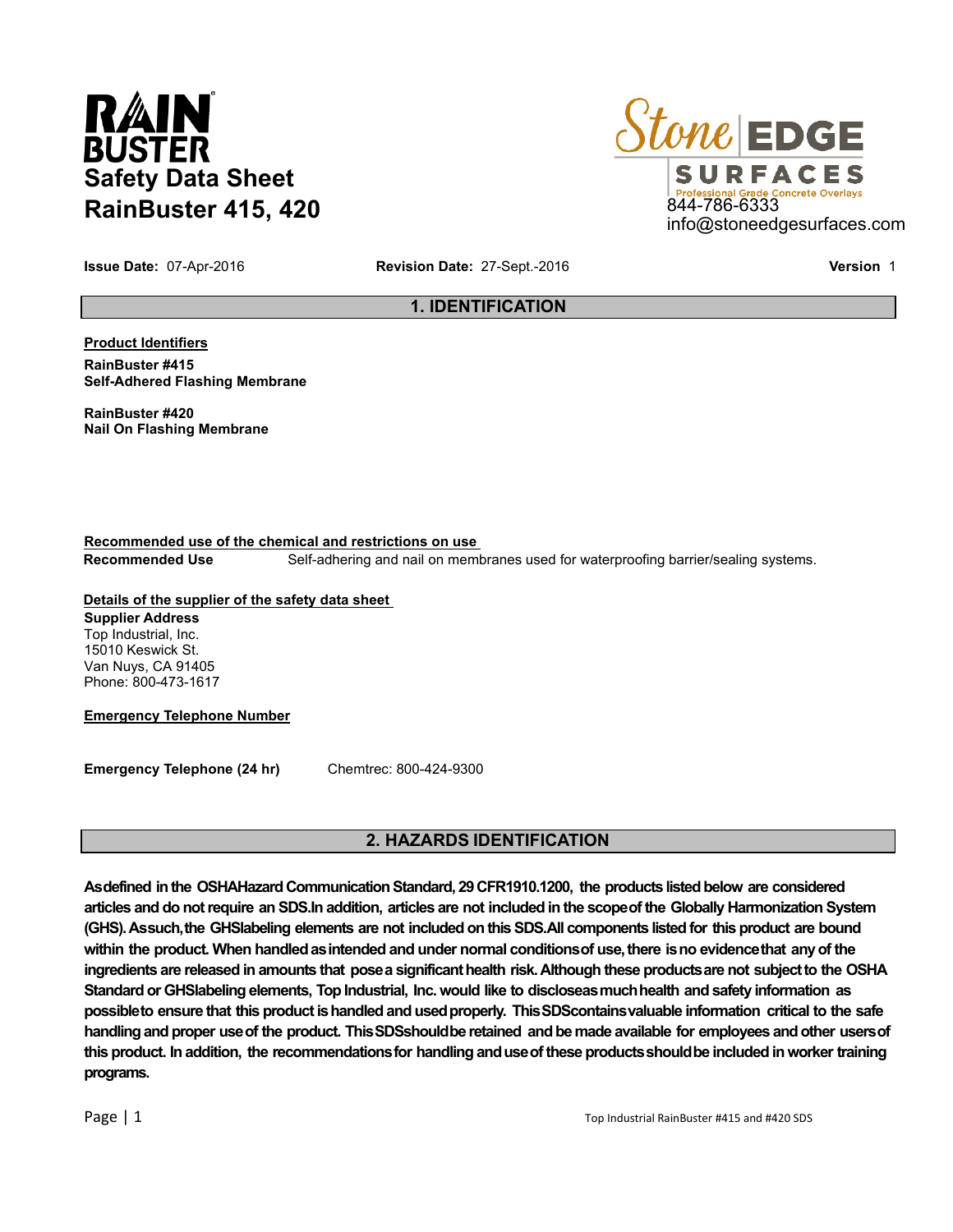RAIN BUSTER

# Safety Data Sheet
# RainBuster 415, 420

Stone EDGE SURFACES
Professional Grade Concrete Overlays
844-786-6333
info@stoneedgesurfaces.com

**Issue Date:** 07-Apr-2016 **Revision Date:** 27-Sept.-2016 **Version** 1

## 1. IDENTIFICATION

**Product Identifiers**

**RainBuster #415**
**Self-Adhered Flashing Membrane**

**RainBuster #420**
**Nail On Flashing Membrane**

**Recommended use of the chemical and restrictions on use**

**Recommended Use** Self-adhering and nail on membranes used for waterproofing barrier/sealing systems.

**Details of the supplier of the safety data sheet**

**Supplier Address**
Top Industrial, Inc.
15010 Keswick St.
Van Nuys, CA 91405
Phone: 800-473-1617

**Emergency Telephone Number**

**Emergency Telephone (24 hr)** Chemtrec: 800-424-9300

## 2. HAZARDS IDENTIFICATION

**As defined in the OSHA Hazard Communication Standard, 29 CFR 1910.1200, the products listed below are considered articles and do not require an SDS. In addition, articles are not included in the scope of the Globally Harmonized System (GHS). As such, the GHS labeling elements are not included on this SDS. All components listed for this product are bound within the product. When handled as intended and under normal conditions of use, there is no evidence that any of the ingredients are released in amounts that pose a significant health risk. Although these products are not subject to the OSHA Standard or GHS labeling elements, Top Industrial, Inc. would like to disclose as much health and safety information as possible to ensure that this product is handled and used properly. This SDS contains valuable information critical to the safe handling and proper use of the product. This SDS should be retained and be made available for employees and other users of this product. In addition, the recommendations for handling and use of these products should be included in worker training programs.**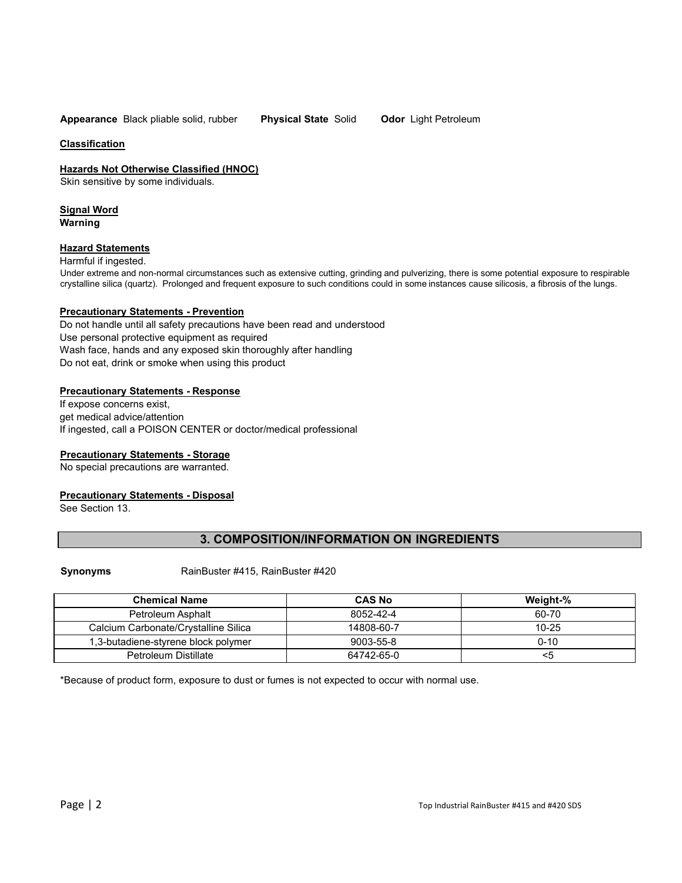**Appearance** Black pliable solid, rubber **Physical State** Solid **Odor** Light Petroleum

**Classification**

**Hazards Not Otherwise Classified (HNOC)**

Skin sensitive by some individuals.

**Signal Word**

**Warning**

**Hazard Statements**

Harmful if ingested.

Under extreme and non-normal circumstances such as extensive cutting, grinding and pulverizing, there is some potential exposure to respirable crystalline silica (quartz). Prolonged and frequent exposure to such conditions could in some instances cause silicosis, a fibrosis of the lungs.

**Precautionary Statements - Prevention**

Do not handle until all safety precautions have been read and understood
Use personal protective equipment as required
Wash face, hands and any exposed skin thoroughly after handling
Do not eat, drink or smoke when using this product

**Precautionary Statements - Response**

If expose concerns exist,
get medical advice/attention
If ingested, call a POISON CENTER or doctor/medical professional

**Precautionary Statements - Storage**

No special precautions are warranted.

**Precautionary Statements - Disposal**

See Section 13.

## 3. COMPOSITION/INFORMATION ON INGREDIENTS

**Synonyms** RainBuster #415, RainBuster #420

| Chemical Name | CAS No | Weight-% |
|---|---|---|
| Petroleum Asphalt | 8052-42-4 | 60-70 |
| Calcium Carbonate/Crystalline Silica | 14808-60-7 | 10-25 |
| 1,3-butadiene-styrene block polymer | 9003-55-8 | 0-10 |
| Petroleum Distillate | 64742-65-0 | <5 |

*Because of product form, exposure to dust or fumes is not expected to occur with normal use.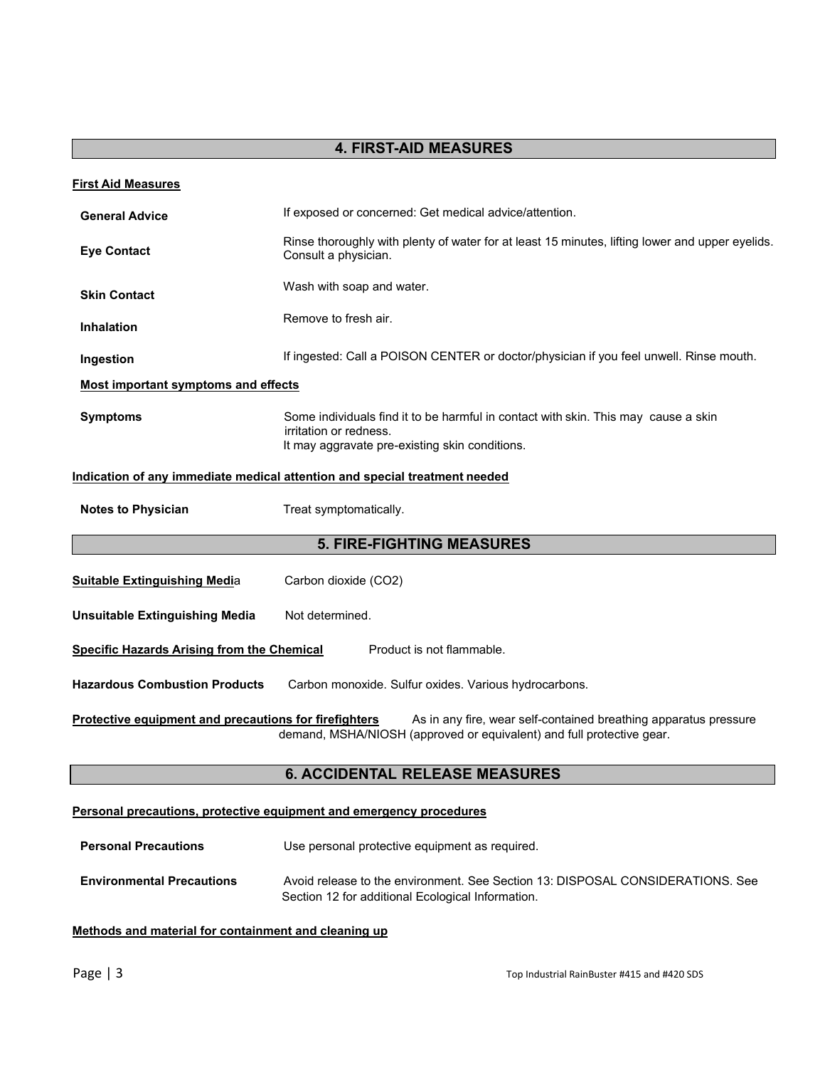## 4. FIRST-AID MEASURES

**First Aid Measures**

**General Advice** If exposed or concerned: Get medical advice/attention.

**Eye Contact** Rinse thoroughly with plenty of water for at least 15 minutes, lifting lower and upper eyelids. Consult a physician.

**Skin Contact** Wash with soap and water.

**Inhalation** Remove to fresh air.

**Ingestion** If ingested: Call a POISON CENTER or doctor/physician if you feel unwell. Rinse mouth.

**Most important symptoms and effects**

**Symptoms** Some individuals find it to be harmful in contact with skin. This may cause a skin irritation or redness.
It may aggravate pre-existing skin conditions.

**Indication of any immediate medical attention and special treatment needed**

**Notes to Physician** Treat symptomatically.

## 5. FIRE-FIGHTING MEASURES

**Suitable Extinguishing Media** Carbon dioxide ($CO_2$)

**Unsuitable Extinguishing Media** Not determined.

**Specific Hazards Arising from the Chemical** Product is not flammable.

**Hazardous Combustion Products** Carbon monoxide. Sulfur oxides. Various hydrocarbons.

**Protective equipment and precautions for firefighters** As in any fire, wear self-contained breathing apparatus pressure demand, MSHA/NIOSH (approved or equivalent) and full protective gear.

## 6. ACCIDENTAL RELEASE MEASURES

**Personal precautions, protective equipment and emergency procedures**

**Personal Precautions** Use personal protective equipment as required.

**Environmental Precautions** Avoid release to the environment. See Section 13: DISPOSAL CONSIDERATIONS. See Section 12 for additional Ecological Information.

**Methods and material for containment and cleaning up**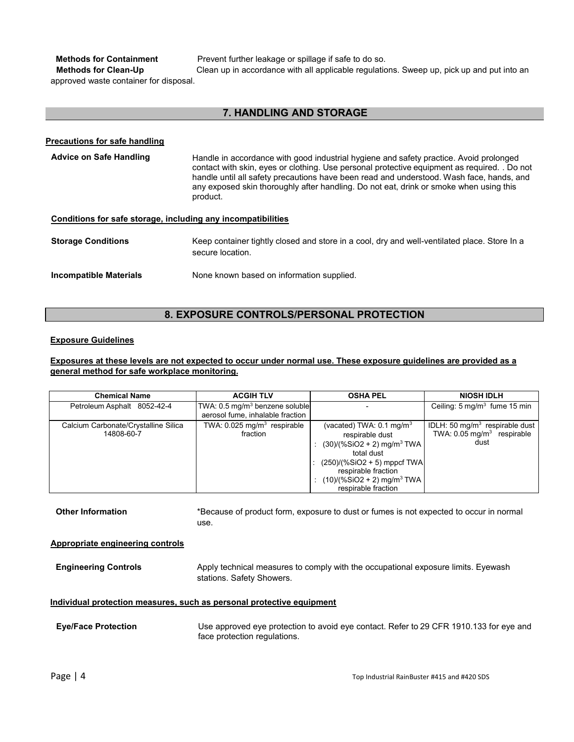**Methods for Containment** Prevent further leakage or spillage if safe to do so.

**Methods for Clean-Up** Clean up in accordance with all applicable regulations. Sweep up, pick up and put into an approved waste container for disposal.

## 7. HANDLING AND STORAGE

**Precautions for safe handling**

**Advice on Safe Handling** Handle in accordance with good industrial hygiene and safety practice. Avoid prolonged contact with skin, eyes or clothing. Use personal protective equipment as required. . Do not handle until all safety precautions have been read and understood. Wash face, hands, and any exposed skin thoroughly after handling. Do not eat, drink or smoke when using this product.

**Conditions for safe storage, including any incompatibilities**

**Storage Conditions** Keep container tightly closed and store in a cool, dry and well-ventilated place. Store In a secure location.

**Incompatible Materials** None known based on information supplied.

## 8. EXPOSURE CONTROLS/PERSONAL PROTECTION

**Exposure Guidelines**

**Exposures at these levels are not expected to occur under normal use. These exposure guidelines are provided as a general method for safe workplace monitoring.**

| Chemical Name | ACGIH TLV | OSHA PEL | NIOSH IDLH |
|---|---|---|---|
| Petroleum Asphalt 8052-42-4 | TWA: 0.5 $mg/m^3$ benzene soluble aerosol fume, inhalable fraction | - | Ceiling: 5 $mg/m^3$ fume 15 min |
| Calcium Carbonate/Crystalline Silica 14808-60-7 | TWA: 0.025 $mg/m^3$ respirable fraction | (vacated) TWA: 0.1 $mg/m^3$ respirable dust<br>: (30)/(%SiO2 + 2) $mg/m^3$ TWA total dust<br>: (250)/(%SiO2 + 5) mppcf TWA respirable fraction<br>: (10)/(%SiO2 + 2) $mg/m^3$ TWA respirable fraction | IDLH: 50 $mg/m^3$ respirable dust<br>TWA: 0.05 $mg/m^3$ respirable dust |

**Other Information** *Because of product form, exposure to dust or fumes is not expected to occur in normal use.

**Appropriate engineering controls**

**Engineering Controls** Apply technical measures to comply with the occupational exposure limits. Eyewash stations. Safety Showers.

**Individual protection measures, such as personal protective equipment**

**Eye/Face Protection** Use approved eye protection to avoid eye contact. Refer to 29 CFR 1910.133 for eye and face protection regulations.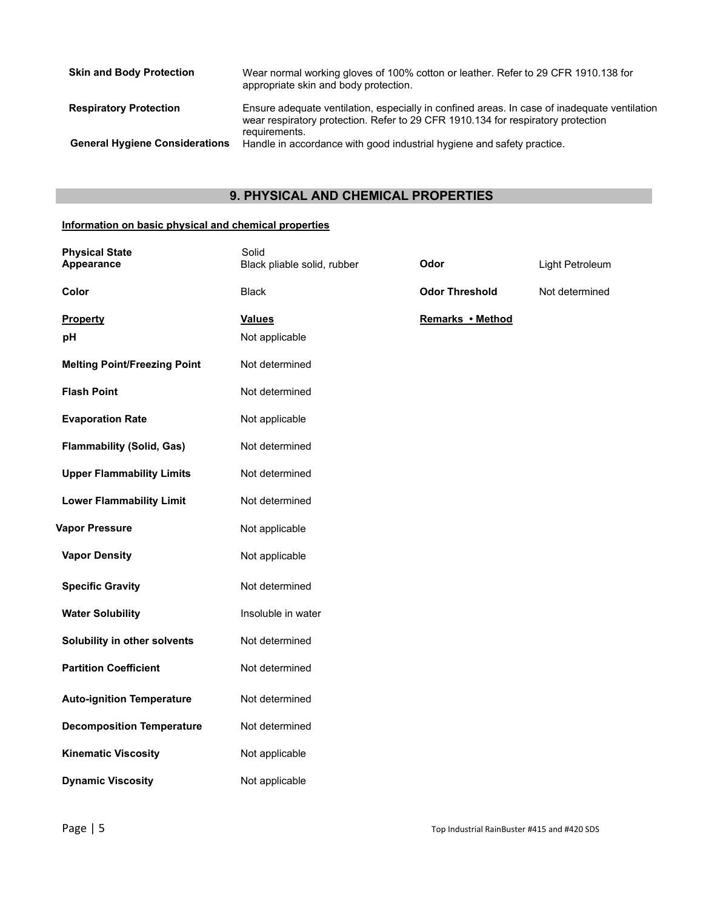| | |
|---|---|
| **Skin and Body Protection** | Wear normal working gloves of 100% cotton or leather. Refer to 29 CFR 1910.138 for appropriate skin and body protection. |
| **Respiratory Protection** | Ensure adequate ventilation, especially in confined areas. In case of inadequate ventilation wear respiratory protection. Refer to 29 CFR 1910.134 for respiratory protection requirements. |
| **General Hygiene Considerations** | Handle in accordance with good industrial hygiene and safety practice. |

## 9. PHYSICAL AND CHEMICAL PROPERTIES

**Information on basic physical and chemical properties**

| | | | |
|---|---|---|---|
| **Physical State** | Solid | | |
| **Appearance** | Black pliable solid, rubber | **Odor** | Light Petroleum |
| **Color** | Black | **Odor Threshold** | Not determined |

| **Property** | **Values** | **Remarks • Method** |
|---|---|---|
| **pH** | Not applicable | |
| **Melting Point/Freezing Point** | Not determined | |
| **Flash Point** | Not determined | |
| **Evaporation Rate** | Not applicable | |
| **Flammability (Solid, Gas)** | Not determined | |
| **Upper Flammability Limits** | Not determined | |
| **Lower Flammability Limit** | Not determined | |
| **Vapor Pressure** | Not applicable | |
| **Vapor Density** | Not applicable | |
| **Specific Gravity** | Not determined | |
| **Water Solubility** | Insoluble in water | |
| **Solubility in other solvents** | Not determined | |
| **Partition Coefficient** | Not determined | |
| **Auto-ignition Temperature** | Not determined | |
| **Decomposition Temperature** | Not determined | |
| **Kinematic Viscosity** | Not applicable | |
| **Dynamic Viscosity** | Not applicable | |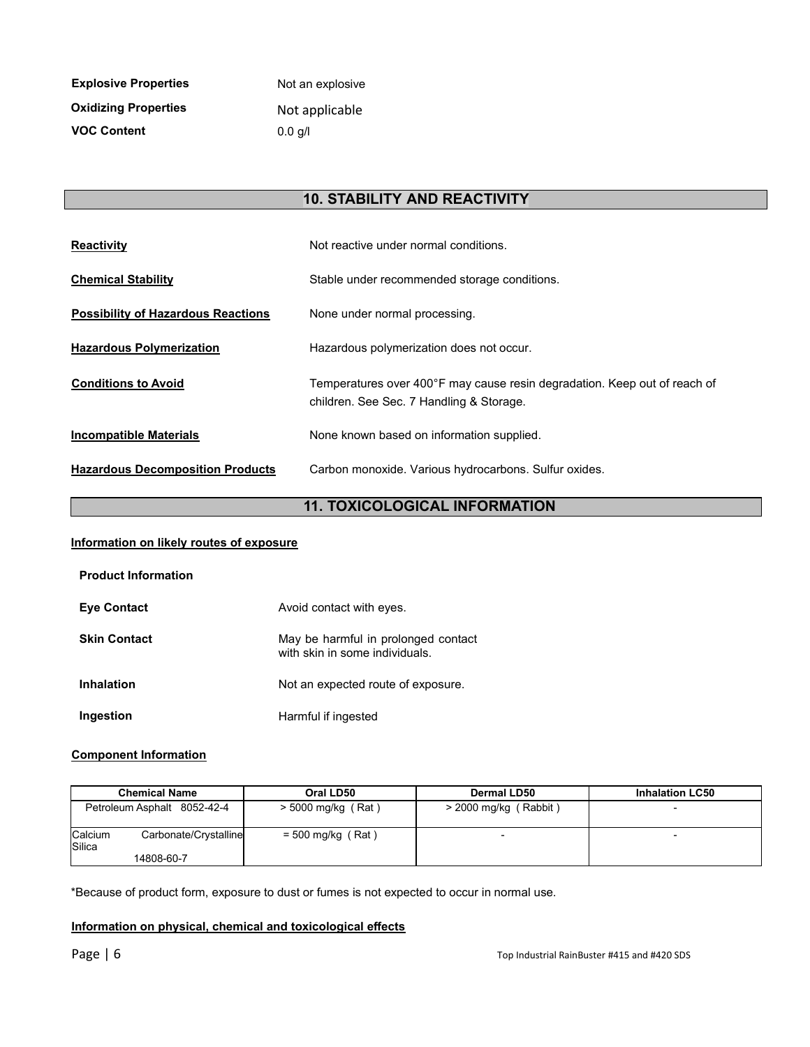**Explosive Properties** Not an explosive

**Oxidizing Properties** Not applicable

**VOC Content** 0.0 g/l

## 10. STABILITY AND REACTIVITY

**Reactivity** Not reactive under normal conditions.

**Chemical Stability** Stable under recommended storage conditions.

**Possibility of Hazardous Reactions** None under normal processing.

**Hazardous Polymerization** Hazardous polymerization does not occur.

**Conditions to Avoid** Temperatures over 400°F may cause resin degradation. Keep out of reach of children. See Sec. 7 Handling & Storage.

**Incompatible Materials** None known based on information supplied.

**Hazardous Decomposition Products** Carbon monoxide. Various hydrocarbons. Sulfur oxides.

## 11. TOXICOLOGICAL INFORMATION

**Information on likely routes of exposure**

**Product Information**

**Eye Contact** Avoid contact with eyes.

**Skin Contact** May be harmful in prolonged contact with skin in some individuals.

**Inhalation** Not an expected route of exposure.

**Ingestion** Harmful if ingested

**Component Information**

| Chemical Name | Oral LD50 | Dermal LD50 | Inhalation LC50 |
|---|---|---|---|
| Petroleum Asphalt 8052-42-4 | > 5000 mg/kg ( Rat ) | > 2000 mg/kg ( Rabbit ) | - |
| Calcium Carbonate/Crystalline Silica 14808-60-7 | = 500 mg/kg ( Rat ) | - | - |

*Because of product form, exposure to dust or fumes is not expected to occur in normal use.

**Information on physical, chemical and toxicological effects**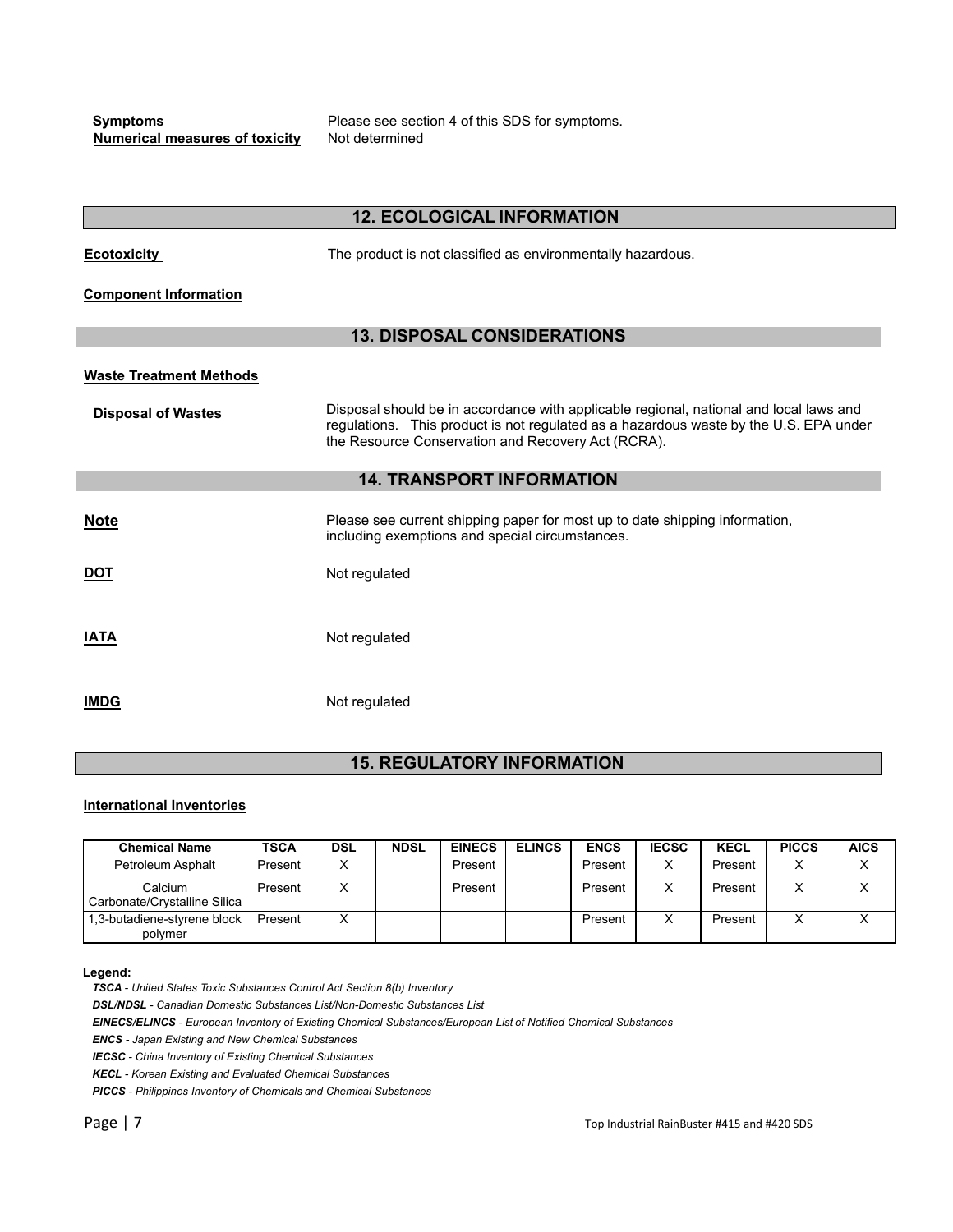**Symptoms** Please see section 4 of this SDS for symptoms.

**Numerical measures of toxicity** Not determined

## 12. ECOLOGICAL INFORMATION

**Ecotoxicity** The product is not classified as environmentally hazardous.

**Component Information**

## 13. DISPOSAL CONSIDERATIONS

**Waste Treatment Methods**

**Disposal of Wastes** Disposal should be in accordance with applicable regional, national and local laws and regulations. This product is not regulated as a hazardous waste by the U.S. EPA under the Resource Conservation and Recovery Act (RCRA).

## 14. TRANSPORT INFORMATION

**Note** Please see current shipping paper for most up to date shipping information, including exemptions and special circumstances.

**DOT** Not regulated

**IATA** Not regulated

**IMDG** Not regulated

## 15. REGULATORY INFORMATION

**International Inventories**

| Chemical Name | TSCA | DSL | NDSL | EINECS | ELINCS | ENCS | IECSC | KECL | PICCS | AICS |
|---|---|---|---|---|---|---|---|---|---|---|
| Petroleum Asphalt | Present | X | | Present | | Present | X | Present | X | X |
| Calcium Carbonate/Crystalline Silica | Present | X | | Present | | Present | X | Present | X | X |
| 1,3-butadiene-styrene block polymer | Present | X | | | | Present | X | Present | X | X |

**Legend:**

***TSCA*** *- United States Toxic Substances Control Act Section 8(b) Inventory*

***DSL/NDSL*** *- Canadian Domestic Substances List/Non-Domestic Substances List*

***EINECS/ELINCS*** *- European Inventory of Existing Chemical Substances/European List of Notified Chemical Substances*

***ENCS*** *- Japan Existing and New Chemical Substances*

***IECSC*** *- China Inventory of Existing Chemical Substances*

***KECL*** *- Korean Existing and Evaluated Chemical Substances*

***PICCS*** *- Philippines Inventory of Chemicals and Chemical Substances*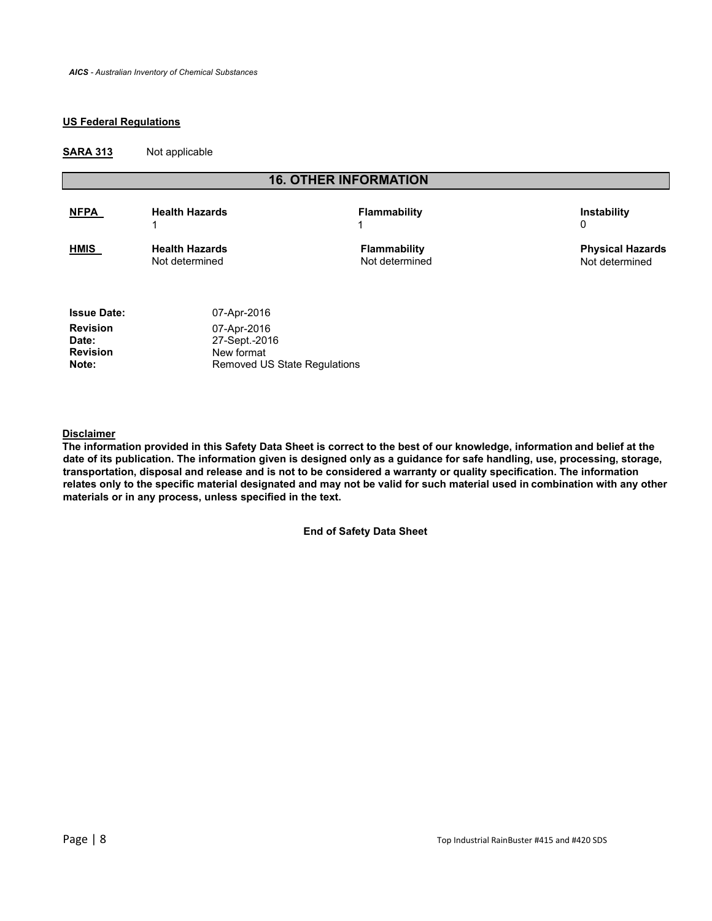***AICS*** *- Australian Inventory of Chemical Substances*

**US Federal Regulations**

**SARA 313** Not applicable

## 16. OTHER INFORMATION

| | | | |
|---|---|---|---|
| **NFPA** | **Health Hazards** 1 | **Flammability** 1 | **Instability** 0 |
| **HMIS** | **Health Hazards** Not determined | **Flammability** Not determined | **Physical Hazards** Not determined |

| | |
|---|---|
| **Issue Date:** | 07-Apr-2016 |
| **Revision Date:** | 07-Apr-2016<br>27-Sept.-2016 |
| **Revision Note:** | New format<br>Removed US State Regulations |

**Disclaimer**

**The information provided in this Safety Data Sheet is correct to the best of our knowledge, information and belief at the date of its publication. The information given is designed only as a guidance for safe handling, use, processing, storage, transportation, disposal and release and is not to be considered a warranty or quality specification. The information relates only to the specific material designated and may not be valid for such material used in combination with any other materials or in any process, unless specified in the text.**

**End of Safety Data Sheet**